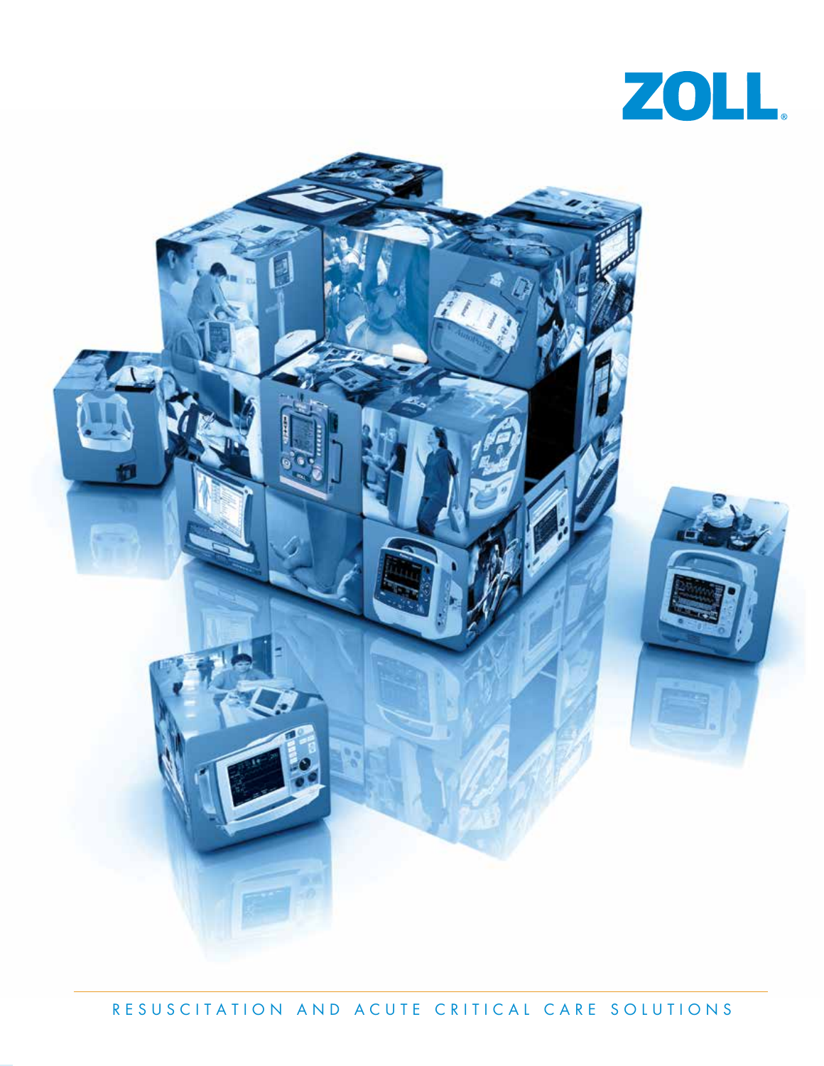# ZOLL

RESUSCITATION AND ACUTE CRITICAL CARE SOLUTIONS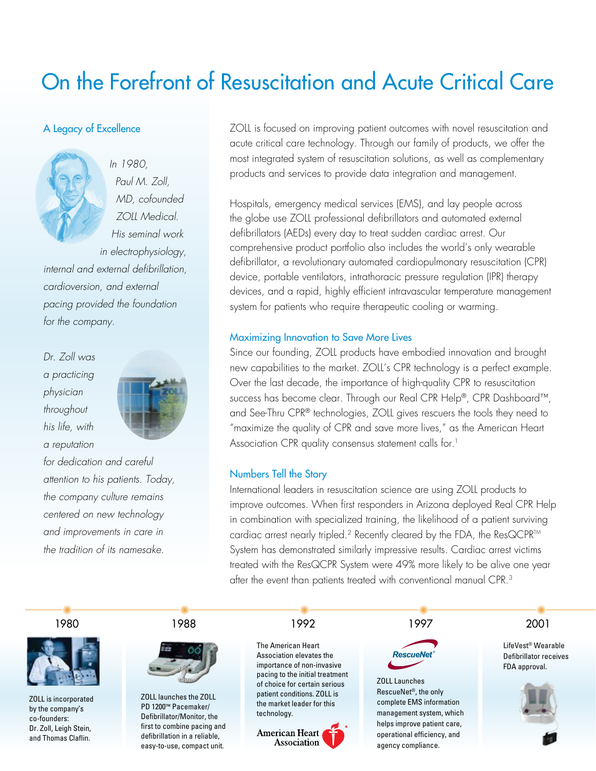# On the Forefront of Resuscitation and Acute Critical Care

## A Legacy of Excellence

*In 1980, Paul M. Zoll, MD, cofounded ZOLL Medical. His seminal work in electrophysiology, internal and external defibrillation, cardioversion, and external pacing provided the foundation for the company.*

*Dr. Zoll was a practicing physician throughout his life, with a reputation for dedication and careful attention to his patients. Today, the company culture remains centered on new technology and improvements in care in the tradition of its namesake.*

ZOLL is focused on improving patient outcomes with novel resuscitation and acute critical care technology. Through our family of products, we offer the most integrated system of resuscitation solutions, as well as complementary products and services to provide data integration and management.

Hospitals, emergency medical services (EMS), and lay people across the globe use ZOLL professional defibrillators and automated external defibrillators (AEDs) every day to treat sudden cardiac arrest. Our comprehensive product portfolio also includes the world's only wearable defibrillator, a revolutionary automated cardiopulmonary resuscitation (CPR) device, portable ventilators, intrathoracic pressure regulation (IPR) therapy devices, and a rapid, highly efficient intravascular temperature management system for patients who require therapeutic cooling or warming.

### Maximizing Innovation to Save More Lives

Since our founding, ZOLL products have embodied innovation and brought new capabilities to the market. ZOLL's CPR technology is a perfect example. Over the last decade, the importance of high-quality CPR to resuscitation success has become clear. Through our Real CPR Help®, CPR Dashboard™, and See-Thru CPR® technologies, ZOLL gives rescuers the tools they need to "maximize the quality of CPR and save more lives," as the American Heart Association CPR quality consensus statement calls for.[1]

### Numbers Tell the Story

International leaders in resuscitation science are using ZOLL products to improve outcomes. When first responders in Arizona deployed Real CPR Help in combination with specialized training, the likelihood of a patient surviving cardiac arrest nearly tripled.[2] Recently cleared by the FDA, the ResQCPR™ System has demonstrated similarly impressive results. Cardiac arrest victims treated with the ResQCPR System were 49% more likely to be alive one year after the event than patients treated with conventional manual CPR.[3]

**1980**

ZOLL is incorporated by the company's co-founders: Dr. Zoll, Leigh Stein, and Thomas Claflin.

**1988**

ZOLL launches the ZOLL PD 1200™ Pacemaker/Defibrillator/Monitor, the first to combine pacing and defibrillation in a reliable, easy-to-use, compact unit.

**1992**

The American Heart Association elevates the importance of non-invasive pacing to the initial treatment of choice for certain serious patient conditions. ZOLL is the market leader for this technology.

American Heart Association

**1997**

RescueNet®

ZOLL Launches RescueNet®, the only complete EMS information management system, which helps improve patient care, operational efficiency, and agency compliance.

**2001**

LifeVest® Wearable Defibrillator receives FDA approval.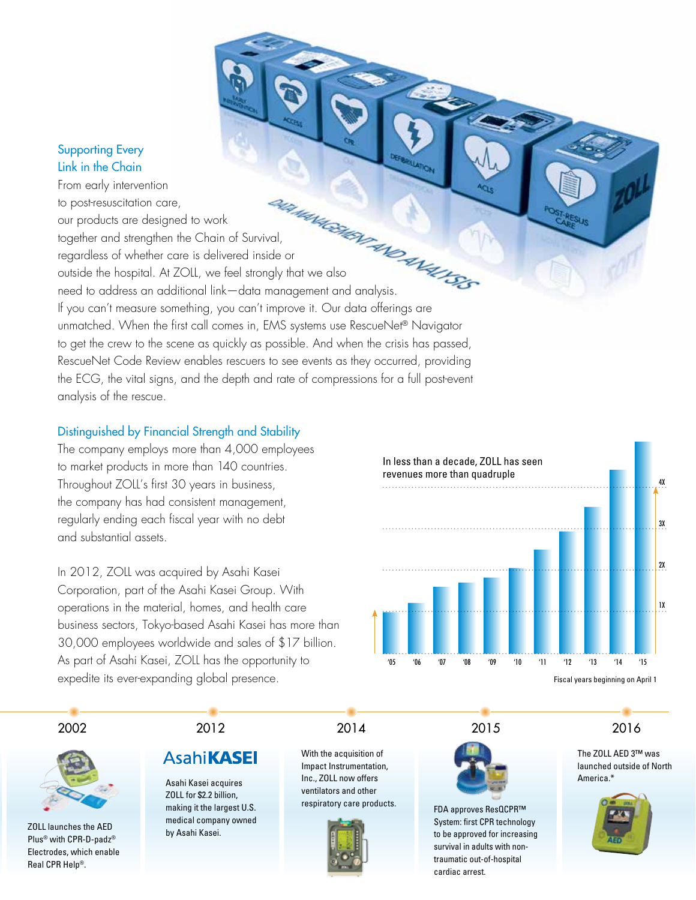## Supporting Every Link in the Chain

From early intervention to post-resuscitation care, our products are designed to work together and strengthen the Chain of Survival, regardless of whether care is delivered inside or outside the hospital. At ZOLL, we feel strongly that we also need to address an additional link—data management and analysis. If you can't measure something, you can't improve it. Our data offerings are unmatched. When the first call comes in, EMS systems use RescueNet® Navigator to get the crew to the scene as quickly as possible. And when the crisis has passed, RescueNet Code Review enables rescuers to see events as they occurred, providing the ECG, the vital signs, and the depth and rate of compressions for a full post-event analysis of the rescue.

EARLY INTERVENTION

ACCESS

CPR

DEFIBRILLATION

ACLS

POST-RESUS CARE

DATA MANAGEMENT AND ANALYSIS

## Distinguished by Financial Strength and Stability

The company employs more than 4,000 employees to market products in more than 140 countries. Throughout ZOLL's first 30 years in business, the company has had consistent management, regularly ending each fiscal year with no debt and substantial assets.

In 2012, ZOLL was acquired by Asahi Kasei Corporation, part of the Asahi Kasei Group. With operations in the material, homes, and health care business sectors, Tokyo-based Asahi Kasei has more than 30,000 employees worldwide and sales of $17 billion. As part of Asahi Kasei, ZOLL has the opportunity to expedite its ever-expanding global presence.

In less than a decade, ZOLL has seen revenues more than quadruple

4X

3X

2X

1X

'05 '06 '07 '08 '09 '10 '11 '12 '13 '14 '15

Fiscal years beginning on April 1

**2002**

ZOLL launches the AED Plus® with CPR-D-padz® Electrodes, which enable Real CPR Help®.

**2012**

AsahiKASEI

Asahi Kasei acquires ZOLL for $2.2 billion, making it the largest U.S. medical company owned by Asahi Kasei.

**2014**

With the acquisition of Impact Instrumentation, Inc., ZOLL now offers ventilators and other respiratory care products.

**2015**

FDA approves ResQCPR™ System: first CPR technology to be approved for increasing survival in adults with non-traumatic out-of-hospital cardiac arrest.

**2016**

The ZOLL AED 3™ was launched outside of North America.*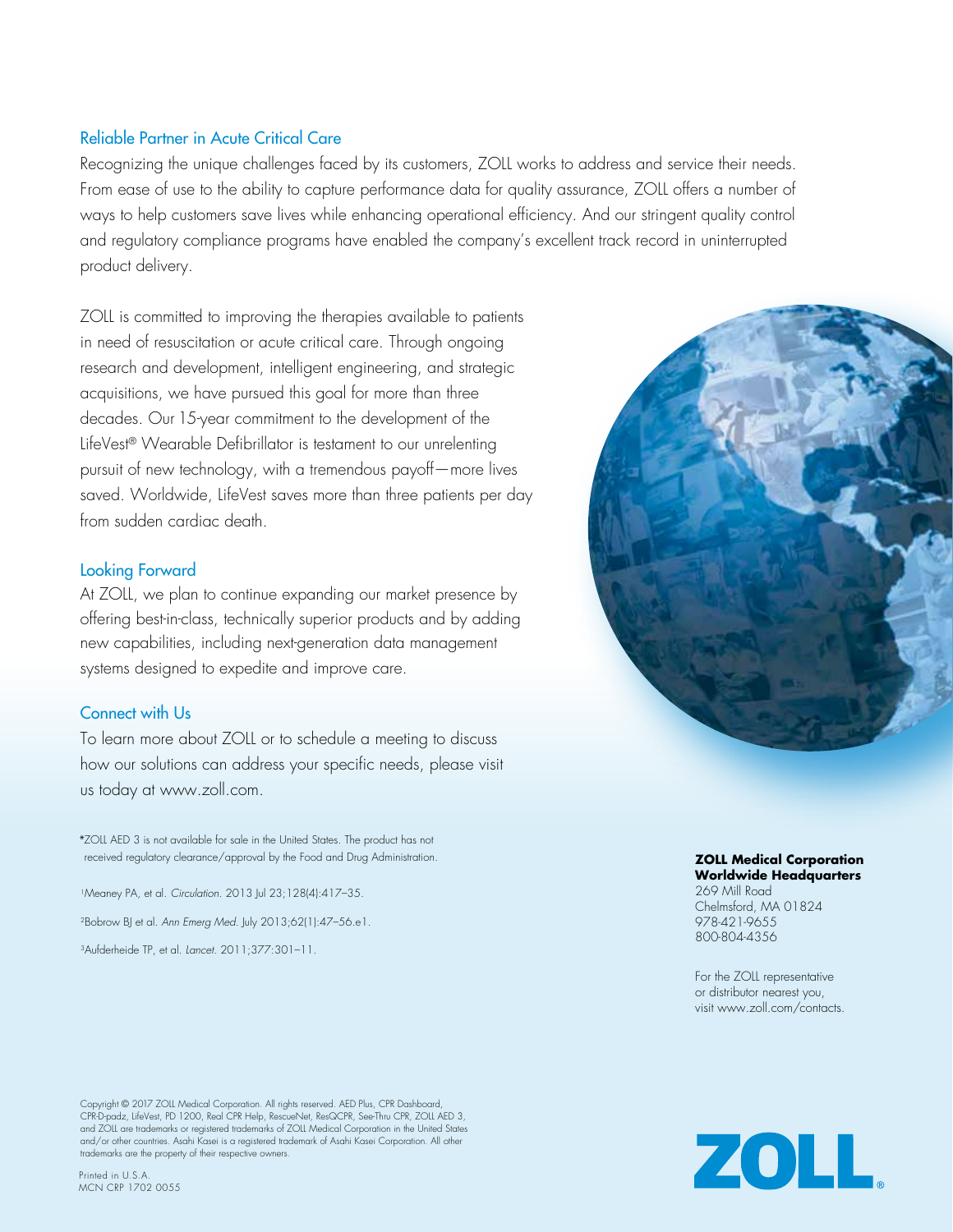## Reliable Partner in Acute Critical Care

Recognizing the unique challenges faced by its customers, ZOLL works to address and service their needs. From ease of use to the ability to capture performance data for quality assurance, ZOLL offers a number of ways to help customers save lives while enhancing operational efficiency. And our stringent quality control and regulatory compliance programs have enabled the company's excellent track record in uninterrupted product delivery.

ZOLL is committed to improving the therapies available to patients in need of resuscitation or acute critical care. Through ongoing research and development, intelligent engineering, and strategic acquisitions, we have pursued this goal for more than three decades. Our 15-year commitment to the development of the LifeVest® Wearable Defibrillator is testament to our unrelenting pursuit of new technology, with a tremendous payoff—more lives saved. Worldwide, LifeVest saves more than three patients per day from sudden cardiac death.

## Looking Forward

At ZOLL, we plan to continue expanding our market presence by offering best-in-class, technically superior products and by adding new capabilities, including next-generation data management systems designed to expedite and improve care.

## Connect with Us

To learn more about ZOLL or to schedule a meeting to discuss how our solutions can address your specific needs, please visit us today at www.zoll.com.

*ZOLL AED 3 is not available for sale in the United States. The product has not received regulatory clearance/approval by the Food and Drug Administration.

[1]Meaney PA, et al. *Circulation*. 2013 Jul 23;128(4):417–35.

[2]Bobrow BJ et al. *Ann Emerg Med*. July 2013;62(1):47–56.e1.

[3]Aufderheide TP, et al. *Lancet*. 2011;377:301–11.

**ZOLL Medical Corporation**
**Worldwide Headquarters**
269 Mill Road
Chelmsford, MA 01824
978-421-9655
800-804-4356

For the ZOLL representative or distributor nearest you, visit www.zoll.com/contacts.

Copyright © 2017 ZOLL Medical Corporation. All rights reserved. AED Plus, CPR Dashboard, CPR-D-padz, LifeVest, PD 1200, Real CPR Help, RescueNet, ResQCPR, See-Thru CPR, ZOLL AED 3, and ZOLL are trademarks or registered trademarks of ZOLL Medical Corporation in the United States and/or other countries. Asahi Kasei is a registered trademark of Asahi Kasei Corporation. All other trademarks are the property of their respective owners.

Printed in U.S.A.
MCN CRP 1702 0055

ZOLL®